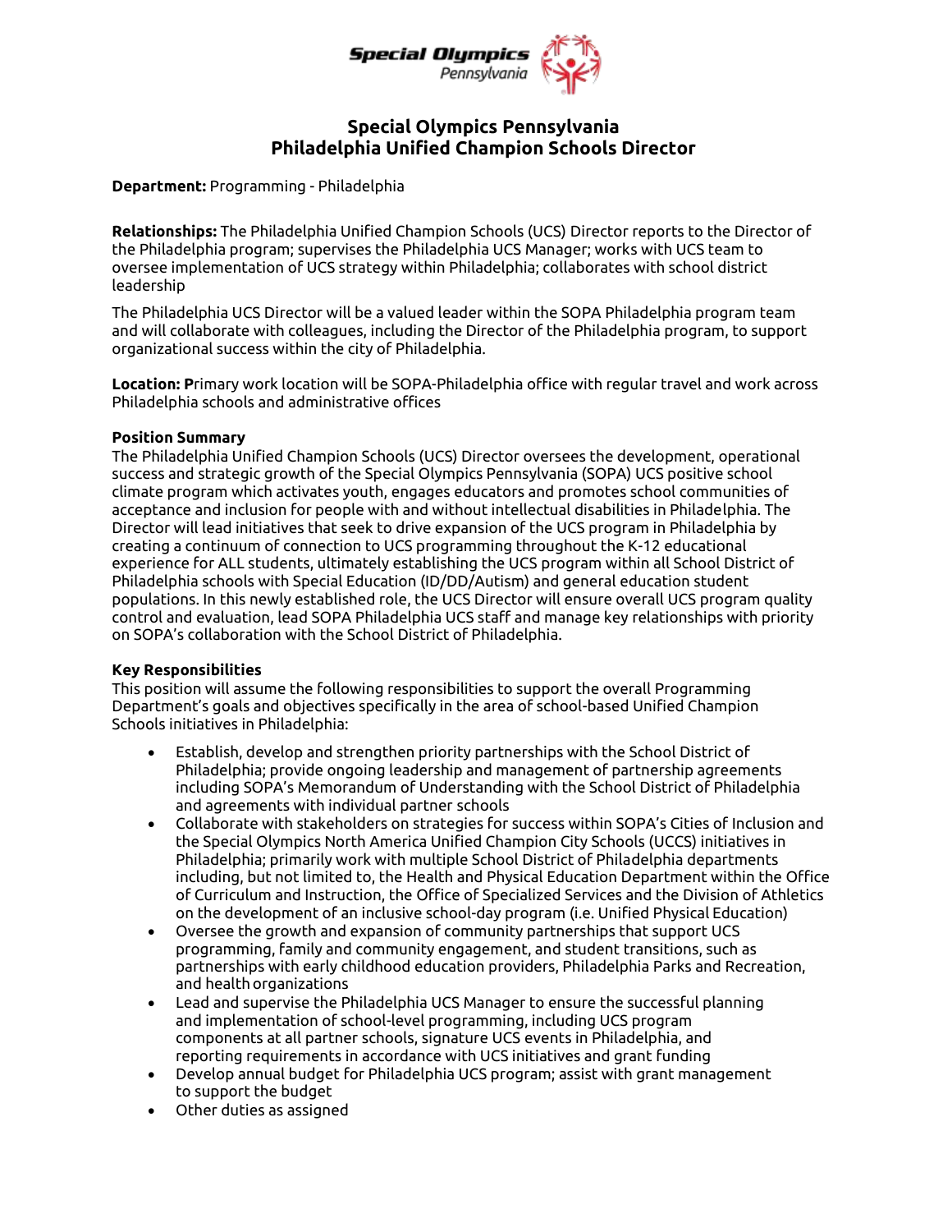# Special Olympics Pennsylvania
## Philadelphia Unified Champion Schools Director

**Department:** Programming - Philadelphia

**Relationships:** The Philadelphia Unified Champion Schools (UCS) Director reports to the Director of the Philadelphia program; supervises the Philadelphia UCS Manager; works with UCS team to oversee implementation of UCS strategy within Philadelphia; collaborates with school district leadership

The Philadelphia UCS Director will be a valued leader within the SOPA Philadelphia program team and will collaborate with colleagues, including the Director of the Philadelphia program, to support organizational success within the city of Philadelphia.

**Location: P**rimary work location will be SOPA-Philadelphia office with regular travel and work across Philadelphia schools and administrative offices

**Position Summary**
The Philadelphia Unified Champion Schools (UCS) Director oversees the development, operational success and strategic growth of the Special Olympics Pennsylvania (SOPA) UCS positive school climate program which activates youth, engages educators and promotes school communities of acceptance and inclusion for people with and without intellectual disabilities in Philadelphia. The Director will lead initiatives that seek to drive expansion of the UCS program in Philadelphia by creating a continuum of connection to UCS programming throughout the K-12 educational experience for ALL students, ultimately establishing the UCS program within all School District of Philadelphia schools with Special Education (ID/DD/Autism) and general education student populations. In this newly established role, the UCS Director will ensure overall UCS program quality control and evaluation, lead SOPA Philadelphia UCS staff and manage key relationships with priority on SOPA's collaboration with the School District of Philadelphia.

**Key Responsibilities**
This position will assume the following responsibilities to support the overall Programming Department's goals and objectives specifically in the area of school-based Unified Champion Schools initiatives in Philadelphia:

- Establish, develop and strengthen priority partnerships with the School District of Philadelphia; provide ongoing leadership and management of partnership agreements including SOPA's Memorandum of Understanding with the School District of Philadelphia and agreements with individual partner schools
- Collaborate with stakeholders on strategies for success within SOPA's Cities of Inclusion and the Special Olympics North America Unified Champion City Schools (UCCS) initiatives in Philadelphia; primarily work with multiple School District of Philadelphia departments including, but not limited to, the Health and Physical Education Department within the Office of Curriculum and Instruction, the Office of Specialized Services and the Division of Athletics on the development of an inclusive school-day program (i.e. Unified Physical Education)
- Oversee the growth and expansion of community partnerships that support UCS programming, family and community engagement, and student transitions, such as partnerships with early childhood education providers, Philadelphia Parks and Recreation, and health organizations
- Lead and supervise the Philadelphia UCS Manager to ensure the successful planning and implementation of school-level programming, including UCS program components at all partner schools, signature UCS events in Philadelphia, and reporting requirements in accordance with UCS initiatives and grant funding
- Develop annual budget for Philadelphia UCS program; assist with grant management to support the budget
- Other duties as assigned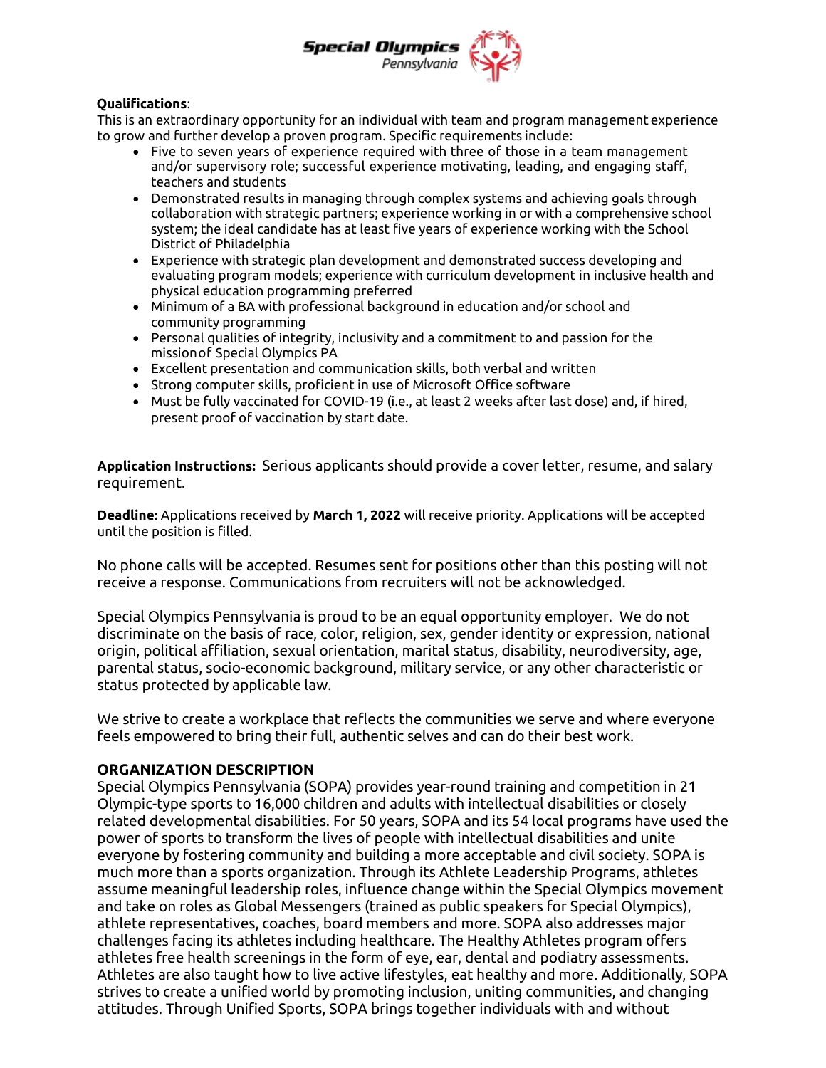**Qualifications**:

This is an extraordinary opportunity for an individual with team and program management experience to grow and further develop a proven program. Specific requirements include:

- Five to seven years of experience required with three of those in a team management and/or supervisory role; successful experience motivating, leading, and engaging staff, teachers and students
- Demonstrated results in managing through complex systems and achieving goals through collaboration with strategic partners; experience working in or with a comprehensive school system; the ideal candidate has at least five years of experience working with the School District of Philadelphia
- Experience with strategic plan development and demonstrated success developing and evaluating program models; experience with curriculum development in inclusive health and physical education programming preferred
- Minimum of a BA with professional background in education and/or school and community programming
- Personal qualities of integrity, inclusivity and a commitment to and passion for the mission of Special Olympics PA
- Excellent presentation and communication skills, both verbal and written
- Strong computer skills, proficient in use of Microsoft Office software
- Must be fully vaccinated for COVID-19 (i.e., at least 2 weeks after last dose) and, if hired, present proof of vaccination by start date.

**Application Instructions:** Serious applicants should provide a cover letter, resume, and salary requirement.

**Deadline:** Applications received by **March 1, 2022** will receive priority. Applications will be accepted until the position is filled.

No phone calls will be accepted. Resumes sent for positions other than this posting will not receive a response. Communications from recruiters will not be acknowledged.

Special Olympics Pennsylvania is proud to be an equal opportunity employer. We do not discriminate on the basis of race, color, religion, sex, gender identity or expression, national origin, political affiliation, sexual orientation, marital status, disability, neurodiversity, age, parental status, socio-economic background, military service, or any other characteristic or status protected by applicable law.

We strive to create a workplace that reflects the communities we serve and where everyone feels empowered to bring their full, authentic selves and can do their best work.

**ORGANIZATION DESCRIPTION**

Special Olympics Pennsylvania (SOPA) provides year-round training and competition in 21 Olympic-type sports to 16,000 children and adults with intellectual disabilities or closely related developmental disabilities. For 50 years, SOPA and its 54 local programs have used the power of sports to transform the lives of people with intellectual disabilities and unite everyone by fostering community and building a more acceptable and civil society. SOPA is much more than a sports organization. Through its Athlete Leadership Programs, athletes assume meaningful leadership roles, influence change within the Special Olympics movement and take on roles as Global Messengers (trained as public speakers for Special Olympics), athlete representatives, coaches, board members and more. SOPA also addresses major challenges facing its athletes including healthcare. The Healthy Athletes program offers athletes free health screenings in the form of eye, ear, dental and podiatry assessments. Athletes are also taught how to live active lifestyles, eat healthy and more. Additionally, SOPA strives to create a unified world by promoting inclusion, uniting communities, and changing attitudes. Through Unified Sports, SOPA brings together individuals with and without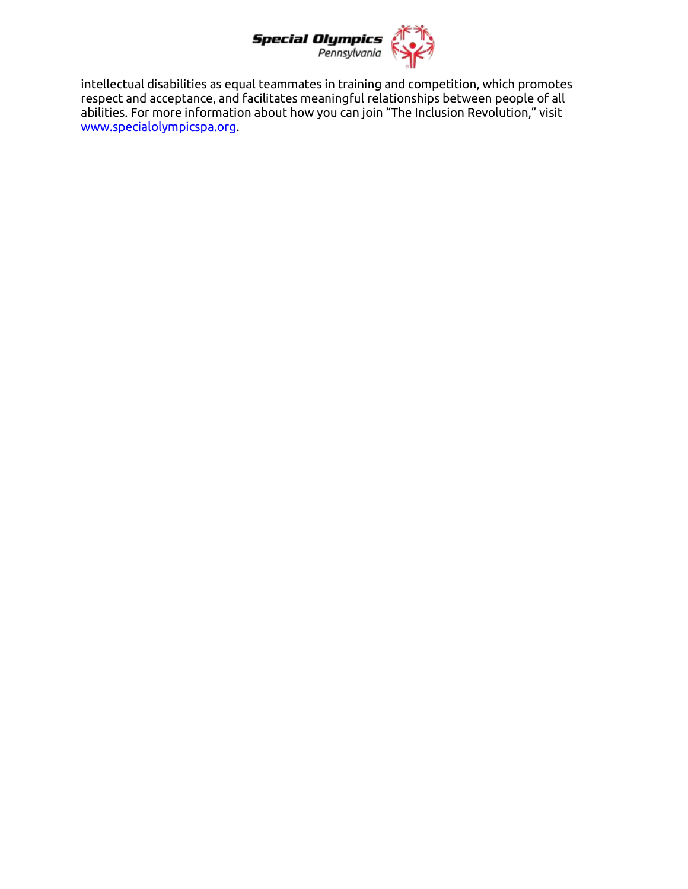intellectual disabilities as equal teammates in training and competition, which promotes respect and acceptance, and facilitates meaningful relationships between people of all abilities. For more information about how you can join "The Inclusion Revolution," visit www.specialolympicspa.org.